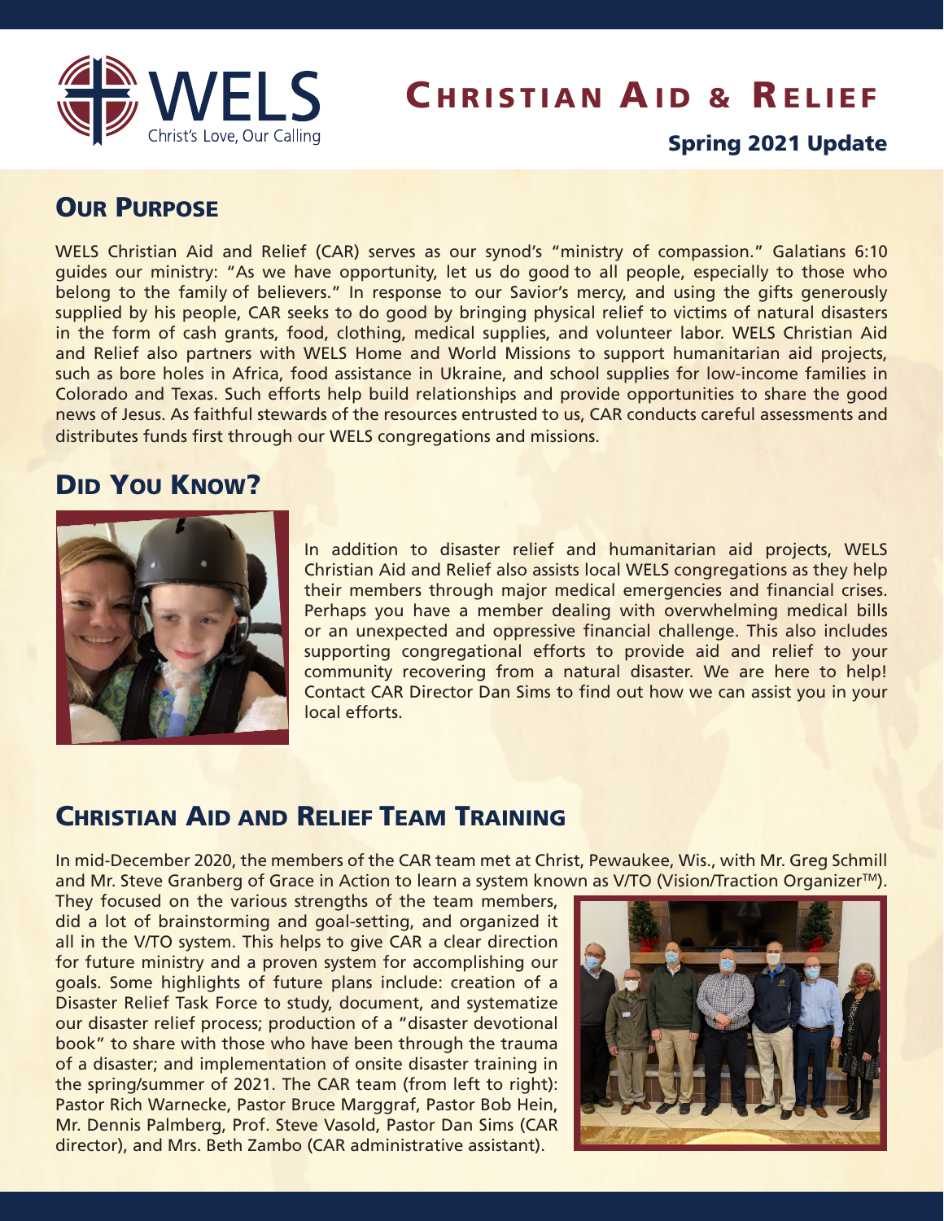# WELS Christian Aid & Relief

Christ's Love, Our Calling

**Spring 2021 Update**

## Our Purpose

WELS Christian Aid and Relief (CAR) serves as our synod's "ministry of compassion." Galatians 6:10 guides our ministry: "As we have opportunity, let us do good to all people, especially to those who belong to the family of believers." In response to our Savior's mercy, and using the gifts generously supplied by his people, CAR seeks to do good by bringing physical relief to victims of natural disasters in the form of cash grants, food, clothing, medical supplies, and volunteer labor. WELS Christian Aid and Relief also partners with WELS Home and World Missions to support humanitarian aid projects, such as bore holes in Africa, food assistance in Ukraine, and school supplies for low-income families in Colorado and Texas. Such efforts help build relationships and provide opportunities to share the good news of Jesus. As faithful stewards of the resources entrusted to us, CAR conducts careful assessments and distributes funds first through our WELS congregations and missions.

## Did You Know?

In addition to disaster relief and humanitarian aid projects, WELS Christian Aid and Relief also assists local WELS congregations as they help their members through major medical emergencies and financial crises. Perhaps you have a member dealing with overwhelming medical bills or an unexpected and oppressive financial challenge. This also includes supporting congregational efforts to provide aid and relief to your community recovering from a natural disaster. We are here to help! Contact CAR Director Dan Sims to find out how we can assist you in your local efforts.

## Christian Aid and Relief Team Training

In mid-December 2020, the members of the CAR team met at Christ, Pewaukee, Wis., with Mr. Greg Schmill and Mr. Steve Granberg of Grace in Action to learn a system known as V/TO (Vision/Traction Organizer™). They focused on the various strengths of the team members, did a lot of brainstorming and goal-setting, and organized it all in the V/TO system. This helps to give CAR a clear direction for future ministry and a proven system for accomplishing our goals. Some highlights of future plans include: creation of a Disaster Relief Task Force to study, document, and systematize our disaster relief process; production of a "disaster devotional book" to share with those who have been through the trauma of a disaster; and implementation of onsite disaster training in the spring/summer of 2021. The CAR team (from left to right): Pastor Rich Warnecke, Pastor Bruce Marggraf, Pastor Bob Hein, Mr. Dennis Palmberg, Prof. Steve Vasold, Pastor Dan Sims (CAR director), and Mrs. Beth Zambo (CAR administrative assistant).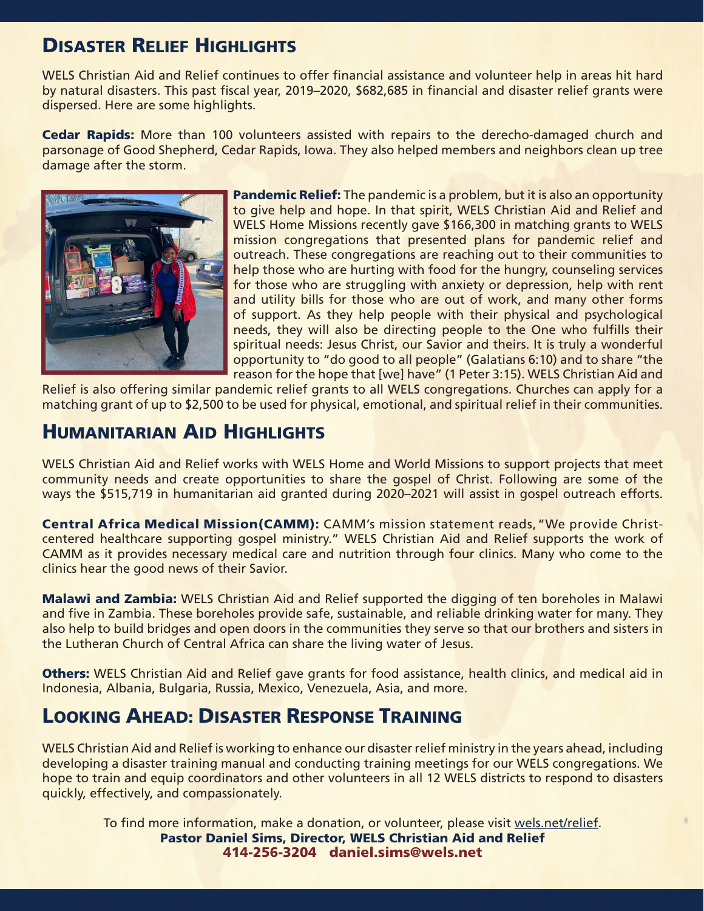## Disaster Relief Highlights

WELS Christian Aid and Relief continues to offer financial assistance and volunteer help in areas hit hard by natural disasters. This past fiscal year, 2019–2020, $682,685 in financial and disaster relief grants were dispersed. Here are some highlights.

**Cedar Rapids:** More than 100 volunteers assisted with repairs to the derecho-damaged church and parsonage of Good Shepherd, Cedar Rapids, Iowa. They also helped members and neighbors clean up tree damage after the storm.

**Pandemic Relief:** The pandemic is a problem, but it is also an opportunity to give help and hope. In that spirit, WELS Christian Aid and Relief and WELS Home Missions recently gave $166,300 in matching grants to WELS mission congregations that presented plans for pandemic relief and outreach. These congregations are reaching out to their communities to help those who are hurting with food for the hungry, counseling services for those who are struggling with anxiety or depression, help with rent and utility bills for those who are out of work, and many other forms of support. As they help people with their physical and psychological needs, they will also be directing people to the One who fulfills their spiritual needs: Jesus Christ, our Savior and theirs. It is truly a wonderful opportunity to "do good to all people" (Galatians 6:10) and to share "the reason for the hope that [we] have" (1 Peter 3:15). WELS Christian Aid and Relief is also offering similar pandemic relief grants to all WELS congregations. Churches can apply for a matching grant of up to $2,500 to be used for physical, emotional, and spiritual relief in their communities.

## Humanitarian Aid Highlights

WELS Christian Aid and Relief works with WELS Home and World Missions to support projects that meet community needs and create opportunities to share the gospel of Christ. Following are some of the ways the $515,719 in humanitarian aid granted during 2020–2021 will assist in gospel outreach efforts.

**Central Africa Medical Mission(CAMM):** CAMM's mission statement reads, "We provide Christ-centered healthcare supporting gospel ministry." WELS Christian Aid and Relief supports the work of CAMM as it provides necessary medical care and nutrition through four clinics. Many who come to the clinics hear the good news of their Savior.

**Malawi and Zambia:** WELS Christian Aid and Relief supported the digging of ten boreholes in Malawi and five in Zambia. These boreholes provide safe, sustainable, and reliable drinking water for many. They also help to build bridges and open doors in the communities they serve so that our brothers and sisters in the Lutheran Church of Central Africa can share the living water of Jesus.

**Others:** WELS Christian Aid and Relief gave grants for food assistance, health clinics, and medical aid in Indonesia, Albania, Bulgaria, Russia, Mexico, Venezuela, Asia, and more.

## Looking Ahead: Disaster Response Training

WELS Christian Aid and Relief is working to enhance our disaster relief ministry in the years ahead, including developing a disaster training manual and conducting training meetings for our WELS congregations. We hope to train and equip coordinators and other volunteers in all 12 WELS districts to respond to disasters quickly, effectively, and compassionately.

To find more information, make a donation, or volunteer, please visit wels.net/relief.

**Pastor Daniel Sims, Director, WELS Christian Aid and Relief**
**414-256-3204 daniel.sims@wels.net**